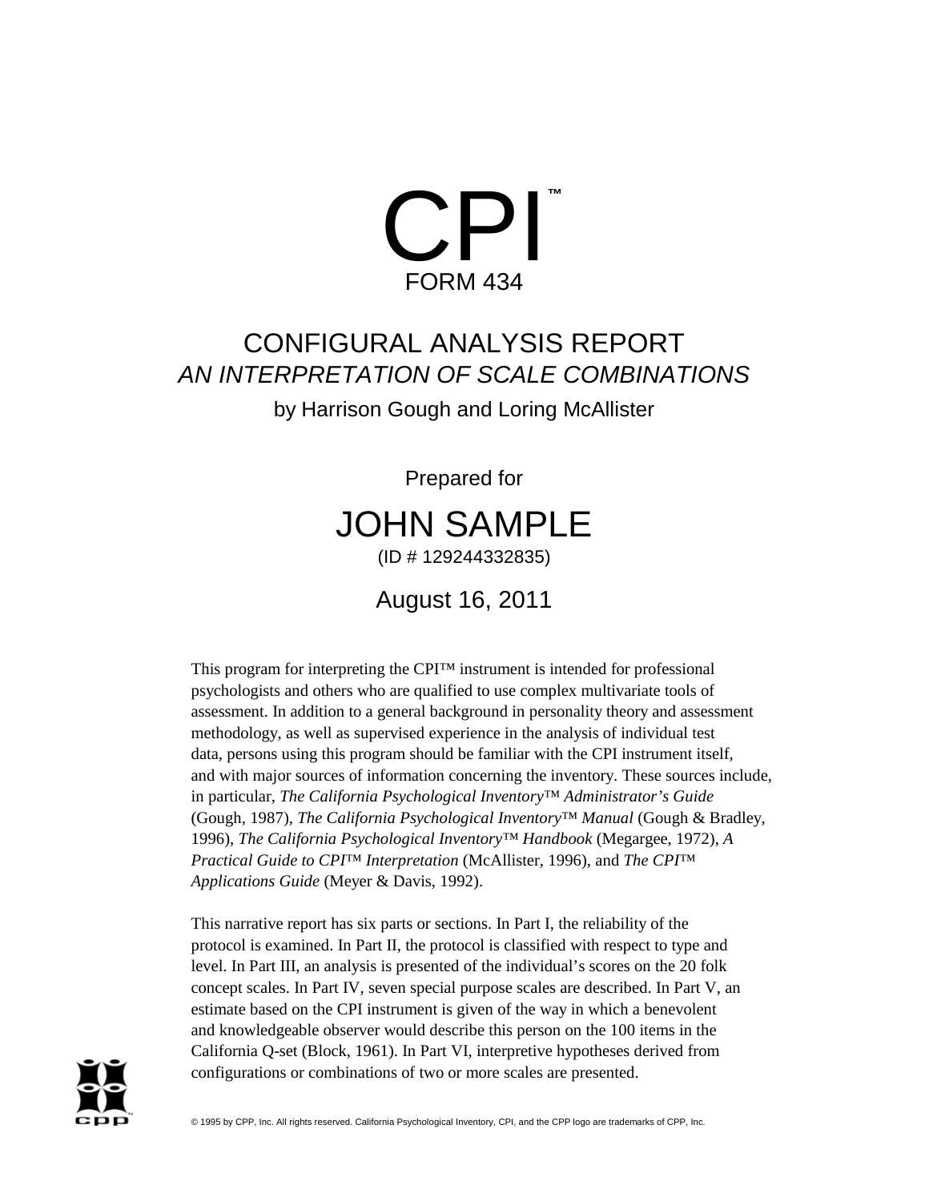# CPI™

FORM 434

## CONFIGURAL ANALYSIS REPORT

*AN INTERPRETATION OF SCALE COMBINATIONS*

by Harrison Gough and Loring McAllister

Prepared for

## JOHN SAMPLE

(ID # 129244332835)

August 16, 2011

This program for interpreting the CPI™ instrument is intended for professional psychologists and others who are qualified to use complex multivariate tools of assessment. In addition to a general background in personality theory and assessment methodology, as well as supervised experience in the analysis of individual test data, persons using this program should be familiar with the CPI instrument itself, and with major sources of information concerning the inventory. These sources include, in particular, *The California Psychological Inventory™ Administrator's Guide* (Gough, 1987), *The California Psychological Inventory™ Manual* (Gough & Bradley, 1996), *The California Psychological Inventory™ Handbook* (Megargee, 1972), *A Practical Guide to CPI™ Interpretation* (McAllister, 1996), and *The CPI™ Applications Guide* (Meyer & Davis, 1992).

This narrative report has six parts or sections. In Part I, the reliability of the protocol is examined. In Part II, the protocol is classified with respect to type and level. In Part III, an analysis is presented of the individual's scores on the 20 folk concept scales. In Part IV, seven special purpose scales are described. In Part V, an estimate based on the CPI instrument is given of the way in which a benevolent and knowledgeable observer would describe this person on the 100 items in the California Q-set (Block, 1961). In Part VI, interpretive hypotheses derived from configurations or combinations of two or more scales are presented.

© 1995 by CPP, Inc. All rights reserved. California Psychological Inventory, CPI, and the CPP logo are trademarks of CPP, Inc.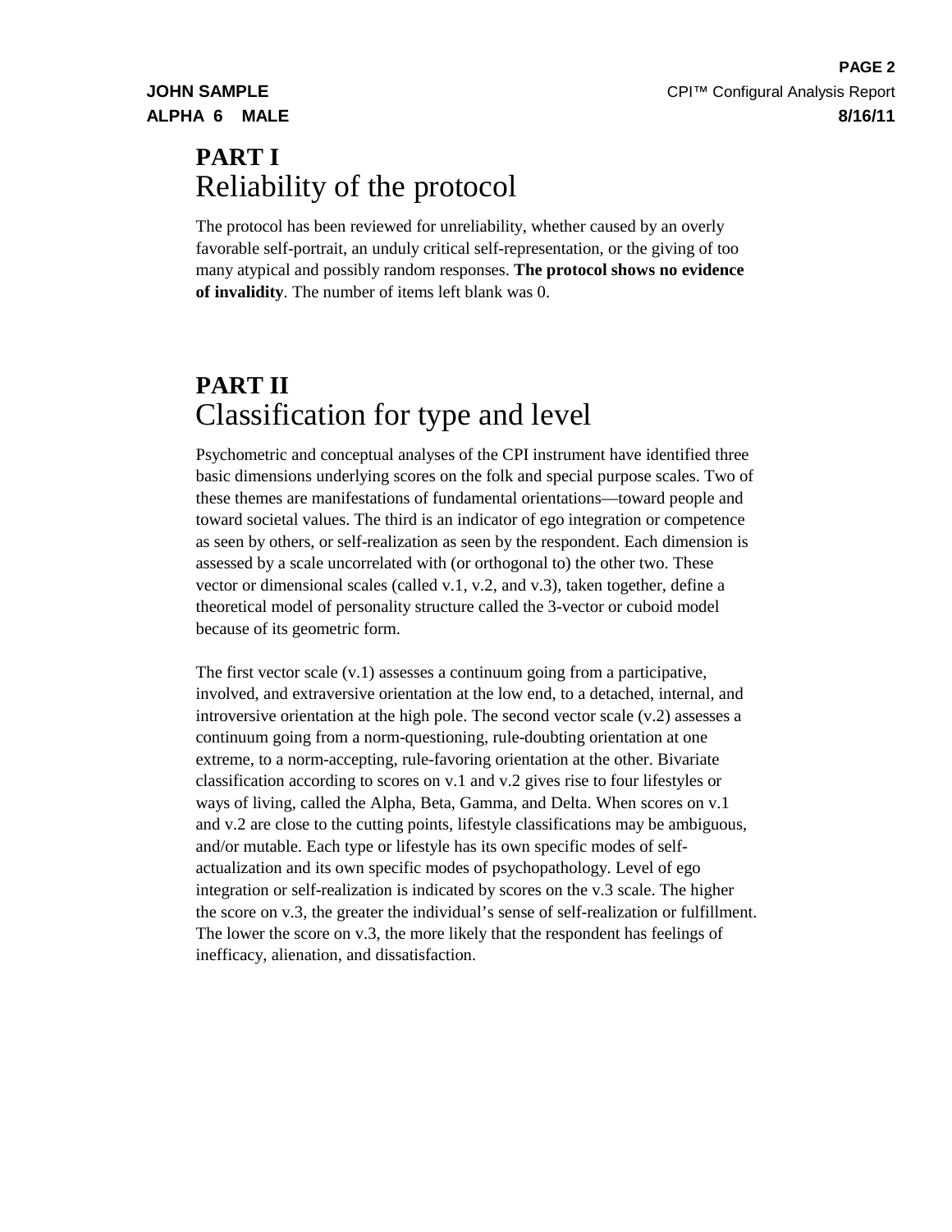## PART I
## Reliability of the protocol

The protocol has been reviewed for unreliability, whether caused by an overly favorable self-portrait, an unduly critical self-representation, or the giving of too many atypical and possibly random responses. **The protocol shows no evidence of invalidity**. The number of items left blank was 0.

## PART II
## Classification for type and level

Psychometric and conceptual analyses of the CPI instrument have identified three basic dimensions underlying scores on the folk and special purpose scales. Two of these themes are manifestations of fundamental orientations—toward people and toward societal values. The third is an indicator of ego integration or competence as seen by others, or self-realization as seen by the respondent. Each dimension is assessed by a scale uncorrelated with (or orthogonal to) the other two. These vector or dimensional scales (called v.1, v.2, and v.3), taken together, define a theoretical model of personality structure called the 3-vector or cuboid model because of its geometric form.

The first vector scale (v.1) assesses a continuum going from a participative, involved, and extraversive orientation at the low end, to a detached, internal, and introversive orientation at the high pole. The second vector scale (v.2) assesses a continuum going from a norm-questioning, rule-doubting orientation at one extreme, to a norm-accepting, rule-favoring orientation at the other. Bivariate classification according to scores on v.1 and v.2 gives rise to four lifestyles or ways of living, called the Alpha, Beta, Gamma, and Delta. When scores on v.1 and v.2 are close to the cutting points, lifestyle classifications may be ambiguous, and/or mutable. Each type or lifestyle has its own specific modes of self-actualization and its own specific modes of psychopathology. Level of ego integration or self-realization is indicated by scores on the v.3 scale. The higher the score on v.3, the greater the individual's sense of self-realization or fulfillment. The lower the score on v.3, the more likely that the respondent has feelings of inefficacy, alienation, and dissatisfaction.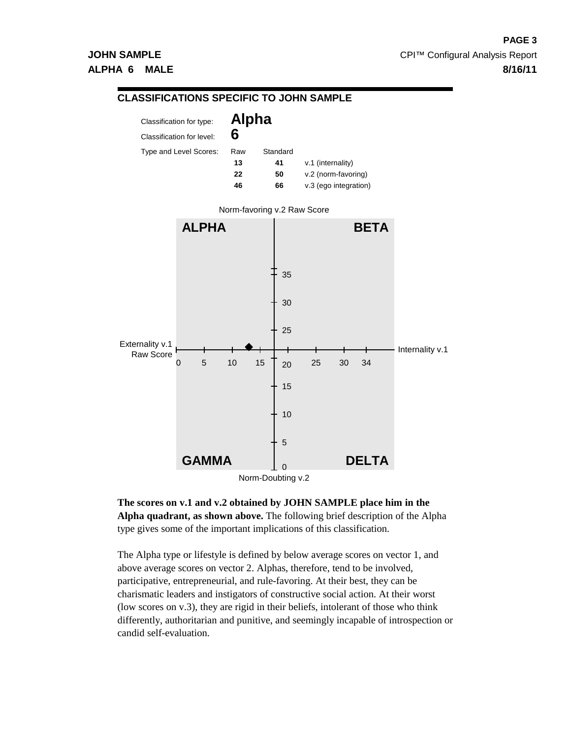## CLASSIFICATIONS SPECIFIC TO JOHN SAMPLE

Classification for type: **Alpha**

Classification for level: **6**

| Type and Level Scores: | Raw | Standard | |
|---|---|---|---|
| | **13** | **41** | v.1 (internality) |
| | **22** | **50** | v.2 (norm-favoring) |
| | **46** | **66** | v.3 (ego integration) |

Norm-favoring v.2 Raw Score

ALPHA | BETA | GAMMA | DELTA

Externality v.1 Raw Score — Internality v.1

Norm-Doubting v.2

**The scores on v.1 and v.2 obtained by JOHN SAMPLE place him in the Alpha quadrant, as shown above.** The following brief description of the Alpha type gives some of the important implications of this classification.

The Alpha type or lifestyle is defined by below average scores on vector 1, and above average scores on vector 2. Alphas, therefore, tend to be involved, participative, entrepreneurial, and rule-favoring. At their best, they can be charismatic leaders and instigators of constructive social action. At their worst (low scores on v.3), they are rigid in their beliefs, intolerant of those who think differently, authoritarian and punitive, and seemingly incapable of introspection or candid self-evaluation.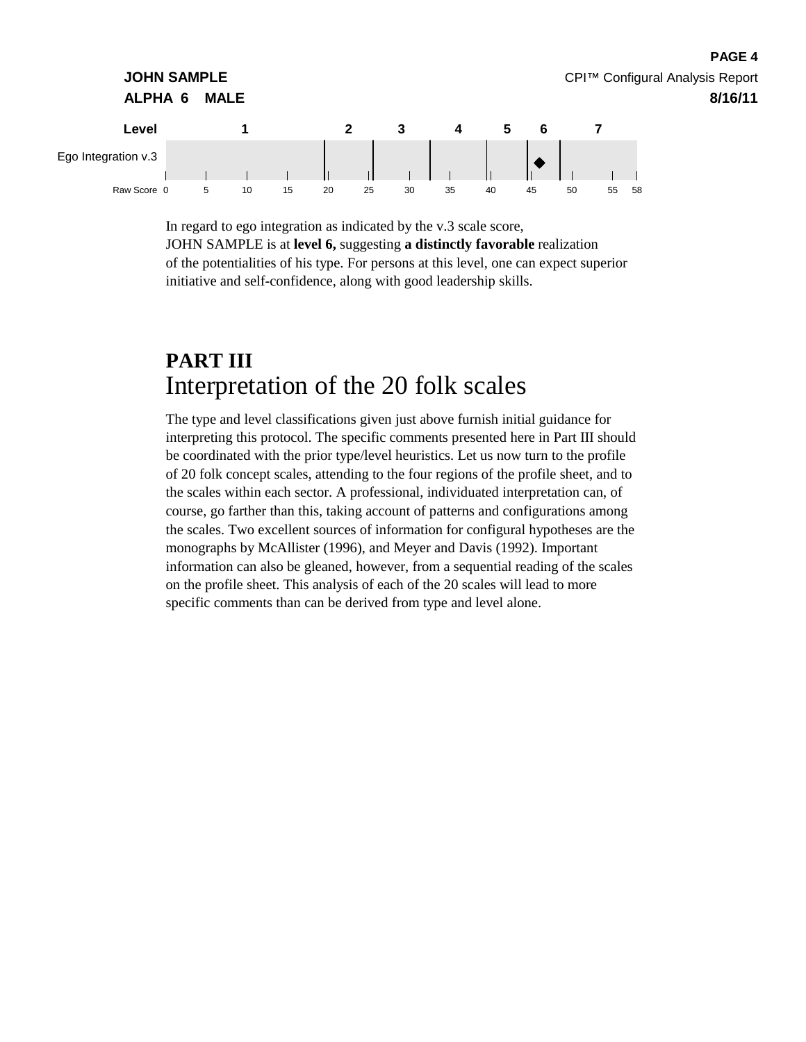**JOHN SAMPLE** CPI™ Configural Analysis Report

**ALPHA 6 MALE** **8/16/11**

| Level | 1 | 2 | 3 | 4 | 5 | 6 | 7 |
|---|---|---|---|---|---|---|---|
| Ego Integration v.3 | | | | | | ◆ | |

Raw Score: 0, 5, 10, 15, 20, 25, 30, 35, 40, 45, 50, 55, 58

In regard to ego integration as indicated by the v.3 scale score, JOHN SAMPLE is at **level 6,** suggesting **a distinctly favorable** realization of the potentialities of his type. For persons at this level, one can expect superior initiative and self-confidence, along with good leadership skills.

## PART III
## Interpretation of the 20 folk scales

The type and level classifications given just above furnish initial guidance for interpreting this protocol. The specific comments presented here in Part III should be coordinated with the prior type/level heuristics. Let us now turn to the profile of 20 folk concept scales, attending to the four regions of the profile sheet, and to the scales within each sector. A professional, individuated interpretation can, of course, go farther than this, taking account of patterns and configurations among the scales. Two excellent sources of information for configural hypotheses are the monographs by McAllister (1996), and Meyer and Davis (1992). Important information can also be gleaned, however, from a sequential reading of the scales on the profile sheet. This analysis of each of the 20 scales will lead to more specific comments than can be derived from type and level alone.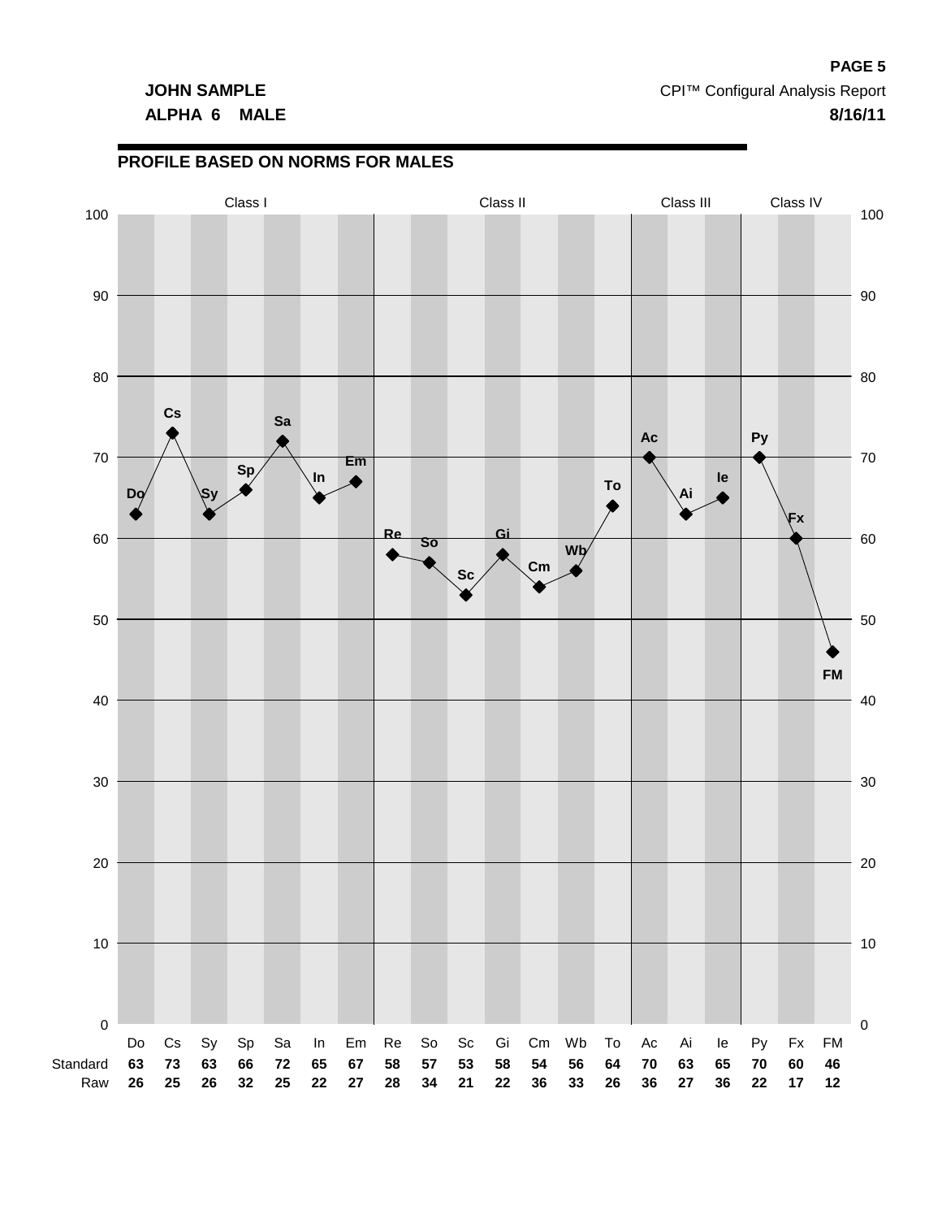**JOHN SAMPLE**
**ALPHA 6 MALE**

CPI™ Configural Analysis Report
**8/16/11**

## PROFILE BASED ON NORMS FOR MALES

| | Class I | | | | | | | Class II | | | | | | | Class III | | | Class IV | | |
|---|---|---|---|---|---|---|---|---|---|---|---|---|---|---|---|---|---|---|---|---|
| | Do | Cs | Sy | Sp | Sa | In | Em | Re | So | Sc | Gi | Cm | Wb | To | Ac | Ai | Ie | Py | Fx | FM |
| Standard | **63** | **73** | **63** | **66** | **72** | **65** | **67** | **58** | **57** | **53** | **58** | **54** | **56** | **64** | **70** | **63** | **65** | **70** | **60** | **46** |
| Raw | **26** | **25** | **26** | **32** | **25** | **22** | **27** | **28** | **34** | **21** | **22** | **36** | **33** | **26** | **36** | **27** | **36** | **22** | **17** | **12** |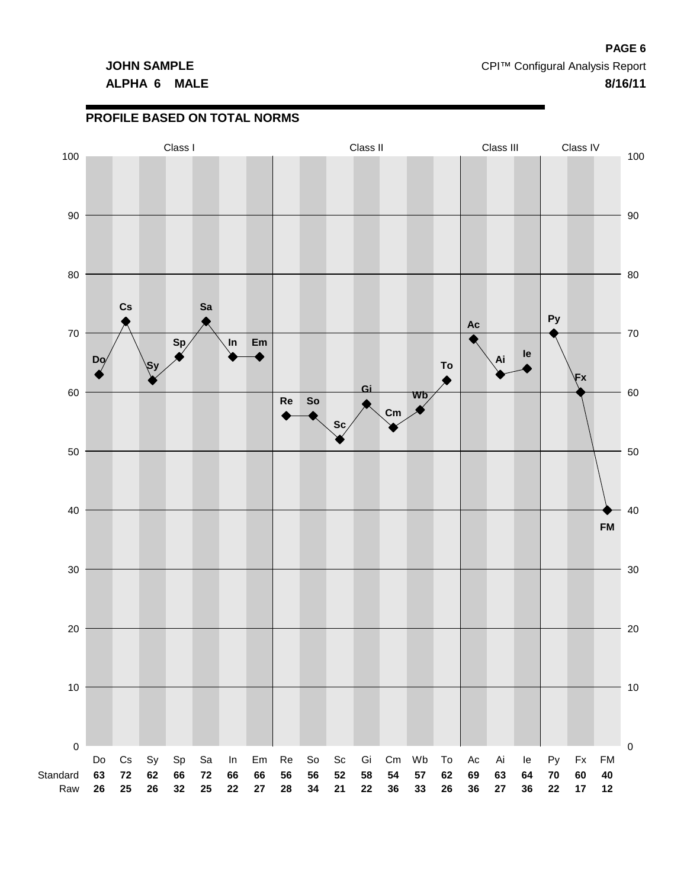**JOHN SAMPLE**
**ALPHA 6 MALE**

CPI™ Configural Analysis Report
**8/16/11**

## PROFILE BASED ON TOTAL NORMS

| | Class I | | | | | | | Class II | | | | | | | Class III | | | Class IV | | |
|---|---|---|---|---|---|---|---|---|---|---|---|---|---|---|---|---|---|---|---|---|
| | Do | Cs | Sy | Sp | Sa | In | Em | Re | So | Sc | Gi | Cm | Wb | To | Ac | Ai | Ie | Py | Fx | FM |
| Standard | **63** | **72** | **62** | **66** | **72** | **66** | **66** | **56** | **56** | **52** | **58** | **54** | **57** | **62** | **69** | **63** | **64** | **70** | **60** | **40** |
| Raw | **26** | **25** | **26** | **32** | **25** | **22** | **27** | **28** | **34** | **21** | **22** | **36** | **33** | **26** | **36** | **27** | **36** | **22** | **17** | **12** |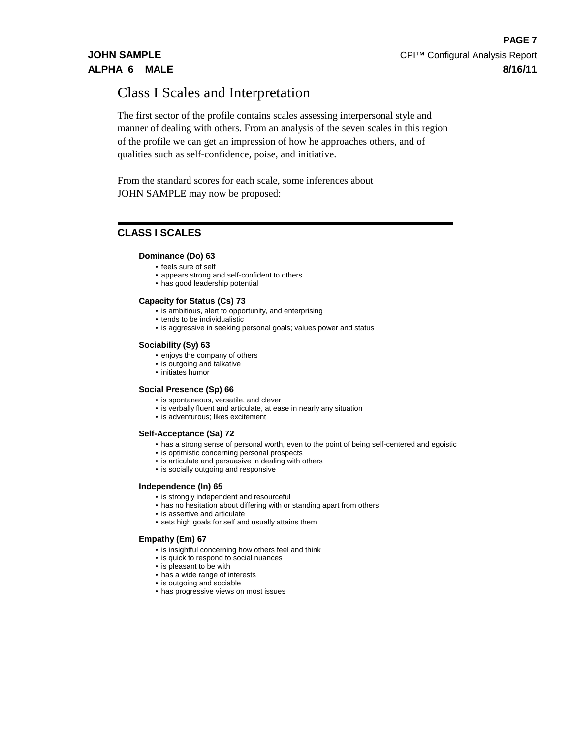# Class I Scales and Interpretation

The first sector of the profile contains scales assessing interpersonal style and manner of dealing with others. From an analysis of the seven scales in this region of the profile we can get an impression of how he approaches others, and of qualities such as self-confidence, poise, and initiative.

From the standard scores for each scale, some inferences about JOHN SAMPLE may now be proposed:

---

## CLASS I SCALES

**Dominance (Do) 63**

- feels sure of self
- appears strong and self-confident to others
- has good leadership potential

**Capacity for Status (Cs) 73**

- is ambitious, alert to opportunity, and enterprising
- tends to be individualistic
- is aggressive in seeking personal goals; values power and status

**Sociability (Sy) 63**

- enjoys the company of others
- is outgoing and talkative
- initiates humor

**Social Presence (Sp) 66**

- is spontaneous, versatile, and clever
- is verbally fluent and articulate, at ease in nearly any situation
- is adventurous; likes excitement

**Self-Acceptance (Sa) 72**

- has a strong sense of personal worth, even to the point of being self-centered and egoistic
- is optimistic concerning personal prospects
- is articulate and persuasive in dealing with others
- is socially outgoing and responsive

**Independence (In) 65**

- is strongly independent and resourceful
- has no hesitation about differing with or standing apart from others
- is assertive and articulate
- sets high goals for self and usually attains them

**Empathy (Em) 67**

- is insightful concerning how others feel and think
- is quick to respond to social nuances
- is pleasant to be with
- has a wide range of interests
- is outgoing and sociable
- has progressive views on most issues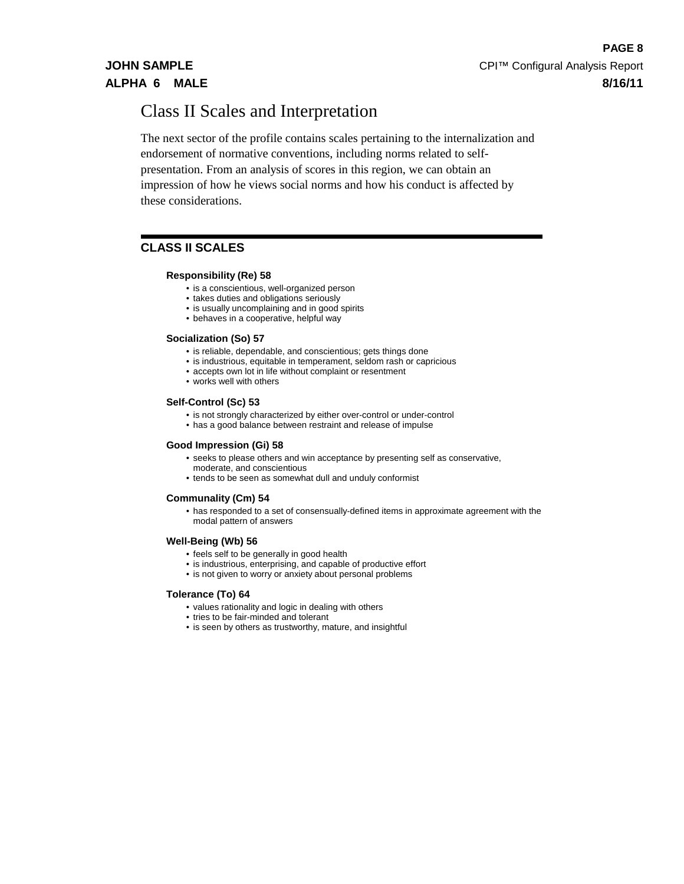# Class II Scales and Interpretation

The next sector of the profile contains scales pertaining to the internalization and endorsement of normative conventions, including norms related to self-presentation. From an analysis of scores in this region, we can obtain an impression of how he views social norms and how his conduct is affected by these considerations.

## CLASS II SCALES

**Responsibility (Re) 58**

- is a conscientious, well-organized person
- takes duties and obligations seriously
- is usually uncomplaining and in good spirits
- behaves in a cooperative, helpful way

**Socialization (So) 57**

- is reliable, dependable, and conscientious; gets things done
- is industrious, equitable in temperament, seldom rash or capricious
- accepts own lot in life without complaint or resentment
- works well with others

**Self-Control (Sc) 53**

- is not strongly characterized by either over-control or under-control
- has a good balance between restraint and release of impulse

**Good Impression (Gi) 58**

- seeks to please others and win acceptance by presenting self as conservative, moderate, and conscientious
- tends to be seen as somewhat dull and unduly conformist

**Communality (Cm) 54**

- has responded to a set of consensually-defined items in approximate agreement with the modal pattern of answers

**Well-Being (Wb) 56**

- feels self to be generally in good health
- is industrious, enterprising, and capable of productive effort
- is not given to worry or anxiety about personal problems

**Tolerance (To) 64**

- values rationality and logic in dealing with others
- tries to be fair-minded and tolerant
- is seen by others as trustworthy, mature, and insightful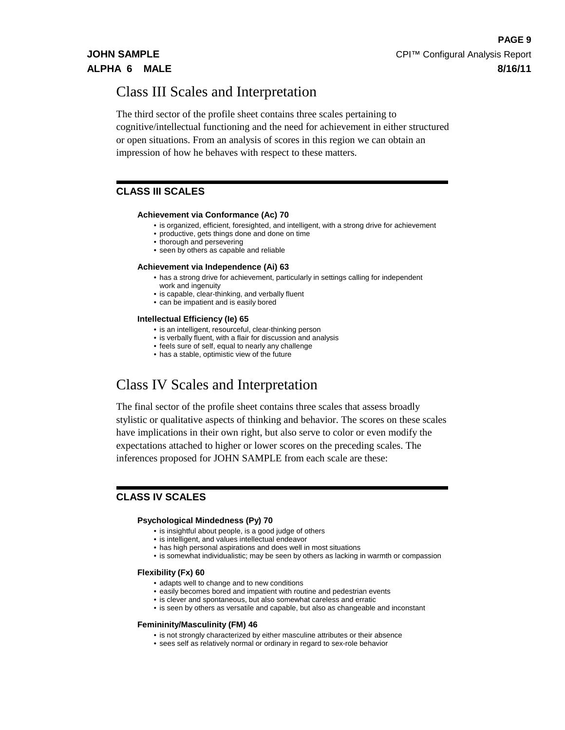# Class III Scales and Interpretation

The third sector of the profile sheet contains three scales pertaining to cognitive/intellectual functioning and the need for achievement in either structured or open situations. From an analysis of scores in this region we can obtain an impression of how he behaves with respect to these matters.

## CLASS III SCALES

### Achievement via Conformance (Ac) 70

- is organized, efficient, foresighted, and intelligent, with a strong drive for achievement
- productive, gets things done and done on time
- thorough and persevering
- seen by others as capable and reliable

### Achievement via Independence (Ai) 63

- has a strong drive for achievement, particularly in settings calling for independent work and ingenuity
- is capable, clear-thinking, and verbally fluent
- can be impatient and is easily bored

### Intellectual Efficiency (Ie) 65

- is an intelligent, resourceful, clear-thinking person
- is verbally fluent, with a flair for discussion and analysis
- feels sure of self, equal to nearly any challenge
- has a stable, optimistic view of the future

# Class IV Scales and Interpretation

The final sector of the profile sheet contains three scales that assess broadly stylistic or qualitative aspects of thinking and behavior. The scores on these scales have implications in their own right, but also serve to color or even modify the expectations attached to higher or lower scores on the preceding scales. The inferences proposed for JOHN SAMPLE from each scale are these:

## CLASS IV SCALES

### Psychological Mindedness (Py) 70

- is insightful about people, is a good judge of others
- is intelligent, and values intellectual endeavor
- has high personal aspirations and does well in most situations
- is somewhat individualistic; may be seen by others as lacking in warmth or compassion

### Flexibility (Fx) 60

- adapts well to change and to new conditions
- easily becomes bored and impatient with routine and pedestrian events
- is clever and spontaneous, but also somewhat careless and erratic
- is seen by others as versatile and capable, but also as changeable and inconstant

### Femininity/Masculinity (FM) 46

- is not strongly characterized by either masculine attributes or their absence
- sees self as relatively normal or ordinary in regard to sex-role behavior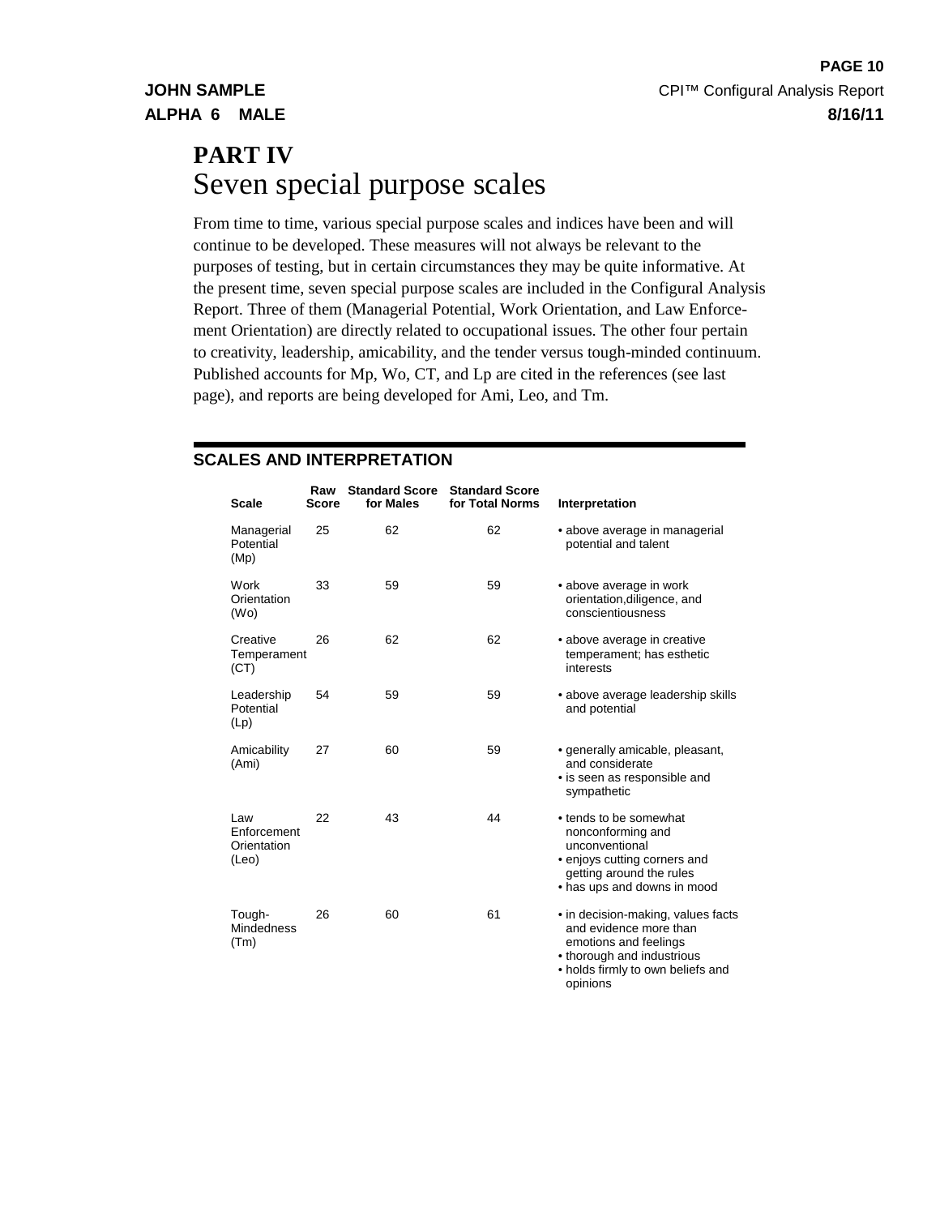# PART IV
## Seven special purpose scales

From time to time, various special purpose scales and indices have been and will continue to be developed. These measures will not always be relevant to the purposes of testing, but in certain circumstances they may be quite informative. At the present time, seven special purpose scales are included in the Configural Analysis Report. Three of them (Managerial Potential, Work Orientation, and Law Enforcement Orientation) are directly related to occupational issues. The other four pertain to creativity, leadership, amicability, and the tender versus tough-minded continuum. Published accounts for Mp, Wo, CT, and Lp are cited in the references (see last page), and reports are being developed for Ami, Leo, and Tm.

### SCALES AND INTERPRETATION

| Scale | Raw Score | Standard Score for Males | Standard Score for Total Norms | Interpretation |
|---|---|---|---|---|
| Managerial Potential (Mp) | 25 | 62 | 62 | • above average in managerial potential and talent |
| Work Orientation (Wo) | 33 | 59 | 59 | • above average in work orientation,diligence, and conscientiousness |
| Creative Temperament (CT) | 26 | 62 | 62 | • above average in creative temperament; has esthetic interests |
| Leadership Potential (Lp) | 54 | 59 | 59 | • above average leadership skills and potential |
| Amicability (Ami) | 27 | 60 | 59 | • generally amicable, pleasant, and considerate<br>• is seen as responsible and sympathetic |
| Law Enforcement Orientation (Leo) | 22 | 43 | 44 | • tends to be somewhat nonconforming and unconventional<br>• enjoys cutting corners and getting around the rules<br>• has ups and downs in mood |
| Tough-Mindedness (Tm) | 26 | 60 | 61 | • in decision-making, values facts and evidence more than emotions and feelings<br>• thorough and industrious<br>• holds firmly to own beliefs and opinions |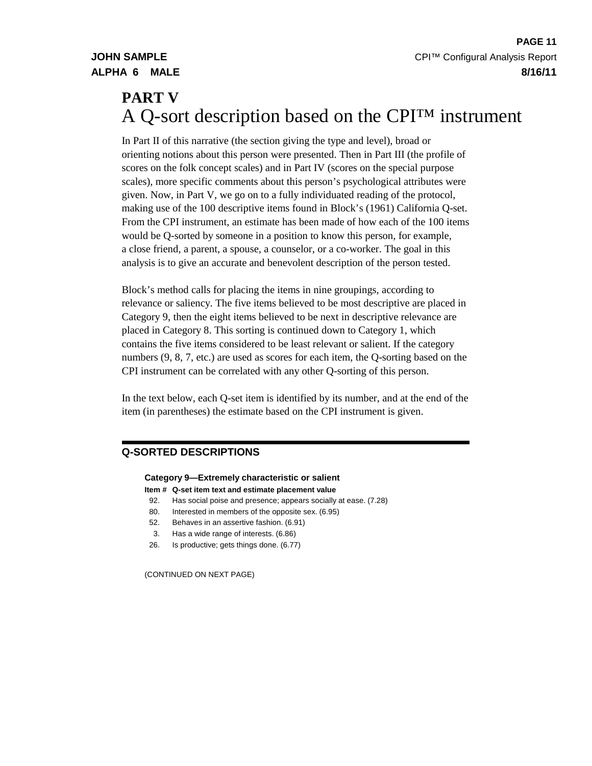# PART V
# A Q-sort description based on the CPI™ instrument

In Part II of this narrative (the section giving the type and level), broad or orienting notions about this person were presented. Then in Part III (the profile of scores on the folk concept scales) and in Part IV (scores on the special purpose scales), more specific comments about this person's psychological attributes were given. Now, in Part V, we go on to a fully individuated reading of the protocol, making use of the 100 descriptive items found in Block's (1961) California Q-set. From the CPI instrument, an estimate has been made of how each of the 100 items would be Q-sorted by someone in a position to know this person, for example, a close friend, a parent, a spouse, a counselor, or a co-worker. The goal in this analysis is to give an accurate and benevolent description of the person tested.

Block's method calls for placing the items in nine groupings, according to relevance or saliency. The five items believed to be most descriptive are placed in Category 9, then the eight items believed to be next in descriptive relevance are placed in Category 8. This sorting is continued down to Category 1, which contains the five items considered to be least relevant or salient. If the category numbers (9, 8, 7, etc.) are used as scores for each item, the Q-sorting based on the CPI instrument can be correlated with any other Q-sorting of this person.

In the text below, each Q-set item is identified by its number, and at the end of the item (in parentheses) the estimate based on the CPI instrument is given.

## Q-SORTED DESCRIPTIONS

### Category 9—Extremely characteristic or salient

| Item # | Q-set item text and estimate placement value |
|---|---|
| 92. | Has social poise and presence; appears socially at ease. (7.28) |
| 80. | Interested in members of the opposite sex. (6.95) |
| 52. | Behaves in an assertive fashion. (6.91) |
| 3. | Has a wide range of interests. (6.86) |
| 26. | Is productive; gets things done. (6.77) |

(CONTINUED ON NEXT PAGE)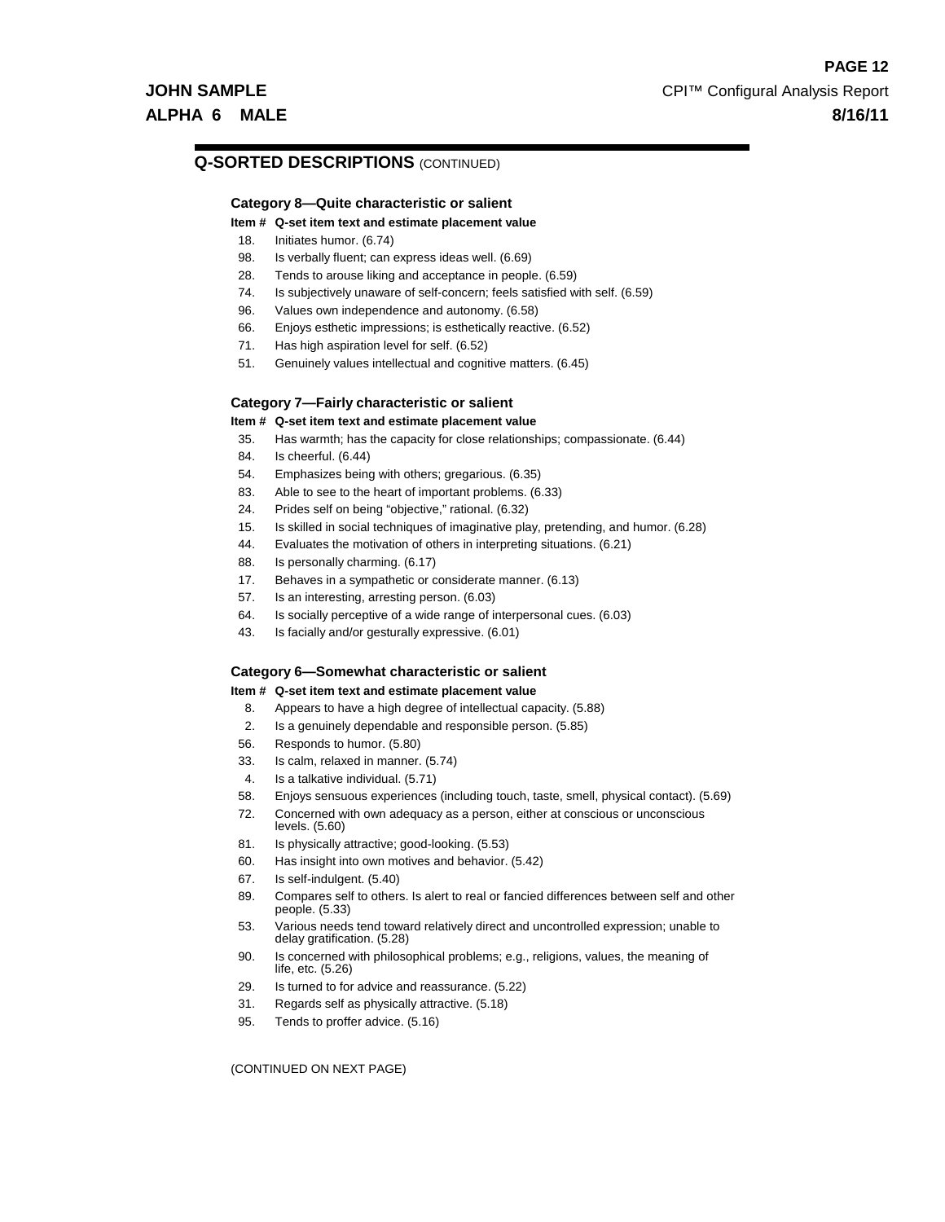## Q-SORTED DESCRIPTIONS (CONTINUED)

### Category 8—Quite characteristic or salient

| Item # | Q-set item text and estimate placement value |
|---|---|
| 18. | Initiates humor. (6.74) |
| 98. | Is verbally fluent; can express ideas well. (6.69) |
| 28. | Tends to arouse liking and acceptance in people. (6.59) |
| 74. | Is subjectively unaware of self-concern; feels satisfied with self. (6.59) |
| 96. | Values own independence and autonomy. (6.58) |
| 66. | Enjoys esthetic impressions; is esthetically reactive. (6.52) |
| 71. | Has high aspiration level for self. (6.52) |
| 51. | Genuinely values intellectual and cognitive matters. (6.45) |

### Category 7—Fairly characteristic or salient

| Item # | Q-set item text and estimate placement value |
|---|---|
| 35. | Has warmth; has the capacity for close relationships; compassionate. (6.44) |
| 84. | Is cheerful. (6.44) |
| 54. | Emphasizes being with others; gregarious. (6.35) |
| 83. | Able to see to the heart of important problems. (6.33) |
| 24. | Prides self on being "objective," rational. (6.32) |
| 15. | Is skilled in social techniques of imaginative play, pretending, and humor. (6.28) |
| 44. | Evaluates the motivation of others in interpreting situations. (6.21) |
| 88. | Is personally charming. (6.17) |
| 17. | Behaves in a sympathetic or considerate manner. (6.13) |
| 57. | Is an interesting, arresting person. (6.03) |
| 64. | Is socially perceptive of a wide range of interpersonal cues. (6.03) |
| 43. | Is facially and/or gesturally expressive. (6.01) |

### Category 6—Somewhat characteristic or salient

| Item # | Q-set item text and estimate placement value |
|---|---|
| 8. | Appears to have a high degree of intellectual capacity. (5.88) |
| 2. | Is a genuinely dependable and responsible person. (5.85) |
| 56. | Responds to humor. (5.80) |
| 33. | Is calm, relaxed in manner. (5.74) |
| 4. | Is a talkative individual. (5.71) |
| 58. | Enjoys sensuous experiences (including touch, taste, smell, physical contact). (5.69) |
| 72. | Concerned with own adequacy as a person, either at conscious or unconscious levels. (5.60) |
| 81. | Is physically attractive; good-looking. (5.53) |
| 60. | Has insight into own motives and behavior. (5.42) |
| 67. | Is self-indulgent. (5.40) |
| 89. | Compares self to others. Is alert to real or fancied differences between self and other people. (5.33) |
| 53. | Various needs tend toward relatively direct and uncontrolled expression; unable to delay gratification. (5.28) |
| 90. | Is concerned with philosophical problems; e.g., religions, values, the meaning of life, etc. (5.26) |
| 29. | Is turned to for advice and reassurance. (5.22) |
| 31. | Regards self as physically attractive. (5.18) |
| 95. | Tends to proffer advice. (5.16) |

(CONTINUED ON NEXT PAGE)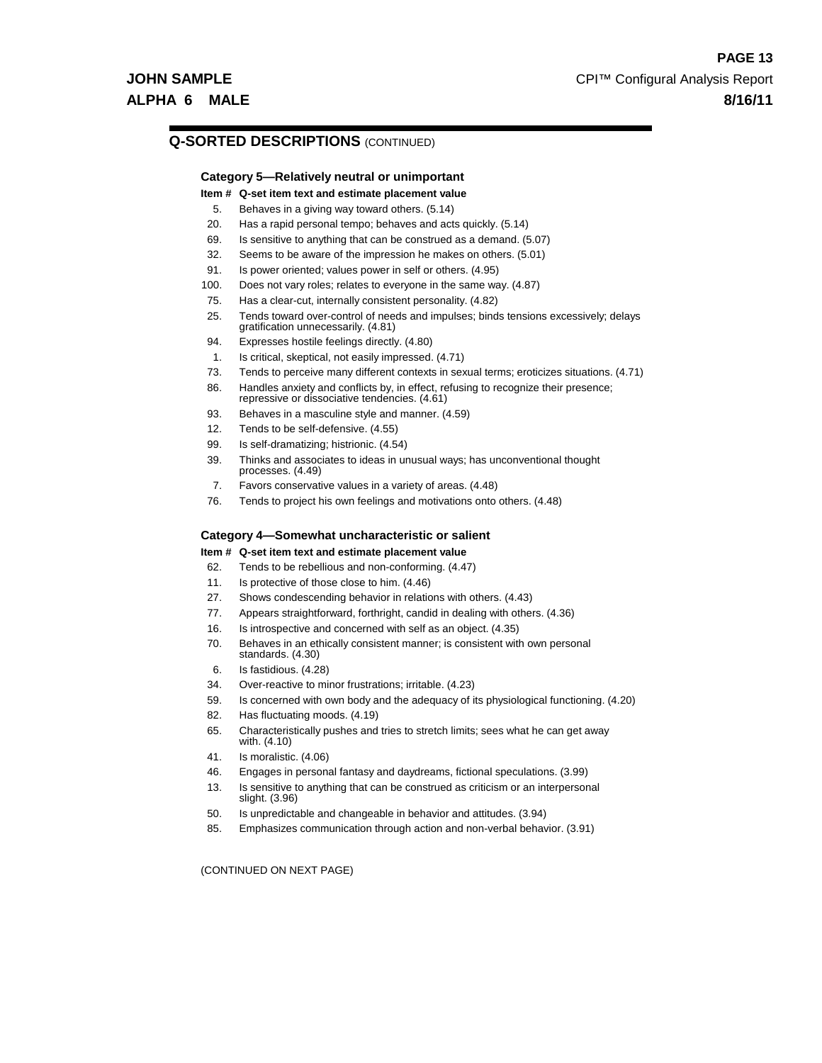## Q-SORTED DESCRIPTIONS (CONTINUED)

### Category 5—Relatively neutral or unimportant

| Item # | Q-set item text and estimate placement value |
|---|---|
| 5. | Behaves in a giving way toward others. (5.14) |
| 20. | Has a rapid personal tempo; behaves and acts quickly. (5.14) |
| 69. | Is sensitive to anything that can be construed as a demand. (5.07) |
| 32. | Seems to be aware of the impression he makes on others. (5.01) |
| 91. | Is power oriented; values power in self or others. (4.95) |
| 100. | Does not vary roles; relates to everyone in the same way. (4.87) |
| 75. | Has a clear-cut, internally consistent personality. (4.82) |
| 25. | Tends toward over-control of needs and impulses; binds tensions excessively; delays gratification unnecessarily. (4.81) |
| 94. | Expresses hostile feelings directly. (4.80) |
| 1. | Is critical, skeptical, not easily impressed. (4.71) |
| 73. | Tends to perceive many different contexts in sexual terms; eroticizes situations. (4.71) |
| 86. | Handles anxiety and conflicts by, in effect, refusing to recognize their presence; repressive or dissociative tendencies. (4.61) |
| 93. | Behaves in a masculine style and manner. (4.59) |
| 12. | Tends to be self-defensive. (4.55) |
| 99. | Is self-dramatizing; histrionic. (4.54) |
| 39. | Thinks and associates to ideas in unusual ways; has unconventional thought processes. (4.49) |
| 7. | Favors conservative values in a variety of areas. (4.48) |
| 76. | Tends to project his own feelings and motivations onto others. (4.48) |

### Category 4—Somewhat uncharacteristic or salient

| Item # | Q-set item text and estimate placement value |
|---|---|
| 62. | Tends to be rebellious and non-conforming. (4.47) |
| 11. | Is protective of those close to him. (4.46) |
| 27. | Shows condescending behavior in relations with others. (4.43) |
| 77. | Appears straightforward, forthright, candid in dealing with others. (4.36) |
| 16. | Is introspective and concerned with self as an object. (4.35) |
| 70. | Behaves in an ethically consistent manner; is consistent with own personal standards. (4.30) |
| 6. | Is fastidious. (4.28) |
| 34. | Over-reactive to minor frustrations; irritable. (4.23) |
| 59. | Is concerned with own body and the adequacy of its physiological functioning. (4.20) |
| 82. | Has fluctuating moods. (4.19) |
| 65. | Characteristically pushes and tries to stretch limits; sees what he can get away with. (4.10) |
| 41. | Is moralistic. (4.06) |
| 46. | Engages in personal fantasy and daydreams, fictional speculations. (3.99) |
| 13. | Is sensitive to anything that can be construed as criticism or an interpersonal slight. (3.96) |
| 50. | Is unpredictable and changeable in behavior and attitudes. (3.94) |
| 85. | Emphasizes communication through action and non-verbal behavior. (3.91) |

(CONTINUED ON NEXT PAGE)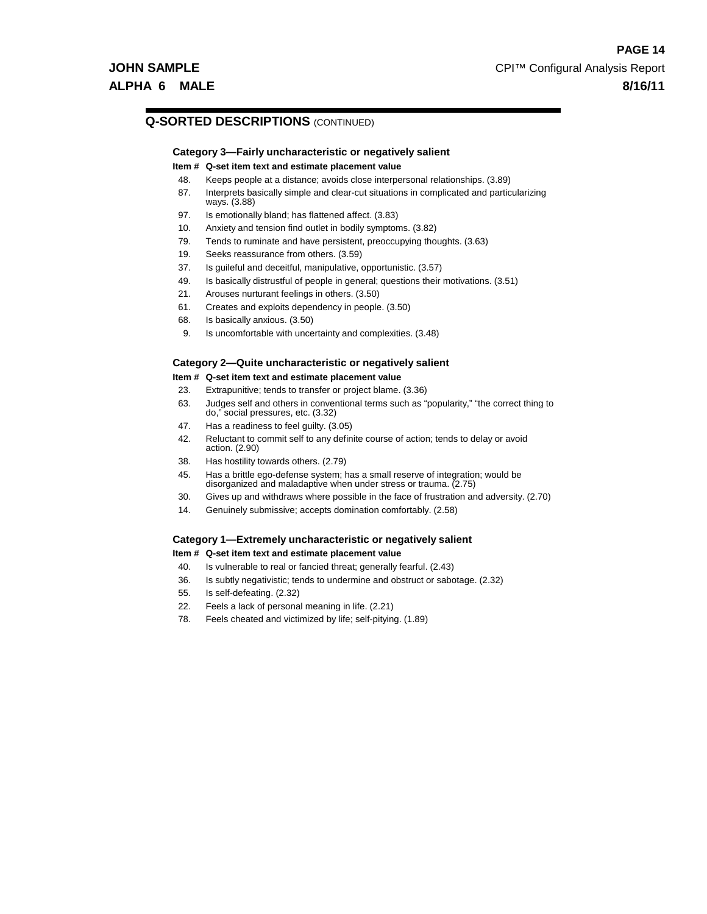## Q-SORTED DESCRIPTIONS (CONTINUED)

### Category 3—Fairly uncharacteristic or negatively salient

| Item # | Q-set item text and estimate placement value |
|---|---|
| 48. | Keeps people at a distance; avoids close interpersonal relationships. (3.89) |
| 87. | Interprets basically simple and clear-cut situations in complicated and particularizing ways. (3.88) |
| 97. | Is emotionally bland; has flattened affect. (3.83) |
| 10. | Anxiety and tension find outlet in bodily symptoms. (3.82) |
| 79. | Tends to ruminate and have persistent, preoccupying thoughts. (3.63) |
| 19. | Seeks reassurance from others. (3.59) |
| 37. | Is guileful and deceitful, manipulative, opportunistic. (3.57) |
| 49. | Is basically distrustful of people in general; questions their motivations. (3.51) |
| 21. | Arouses nurturant feelings in others. (3.50) |
| 61. | Creates and exploits dependency in people. (3.50) |
| 68. | Is basically anxious. (3.50) |
| 9. | Is uncomfortable with uncertainty and complexities. (3.48) |

### Category 2—Quite uncharacteristic or negatively salient

| Item # | Q-set item text and estimate placement value |
|---|---|
| 23. | Extrapunitive; tends to transfer or project blame. (3.36) |
| 63. | Judges self and others in conventional terms such as "popularity," "the correct thing to do," social pressures, etc. (3.32) |
| 47. | Has a readiness to feel guilty. (3.05) |
| 42. | Reluctant to commit self to any definite course of action; tends to delay or avoid action. (2.90) |
| 38. | Has hostility towards others. (2.79) |
| 45. | Has a brittle ego-defense system; has a small reserve of integration; would be disorganized and maladaptive when under stress or trauma. (2.75) |
| 30. | Gives up and withdraws where possible in the face of frustration and adversity. (2.70) |
| 14. | Genuinely submissive; accepts domination comfortably. (2.58) |

### Category 1—Extremely uncharacteristic or negatively salient

| Item # | Q-set item text and estimate placement value |
|---|---|
| 40. | Is vulnerable to real or fancied threat; generally fearful. (2.43) |
| 36. | Is subtly negativistic; tends to undermine and obstruct or sabotage. (2.32) |
| 55. | Is self-defeating. (2.32) |
| 22. | Feels a lack of personal meaning in life. (2.21) |
| 78. | Feels cheated and victimized by life; self-pitying. (1.89) |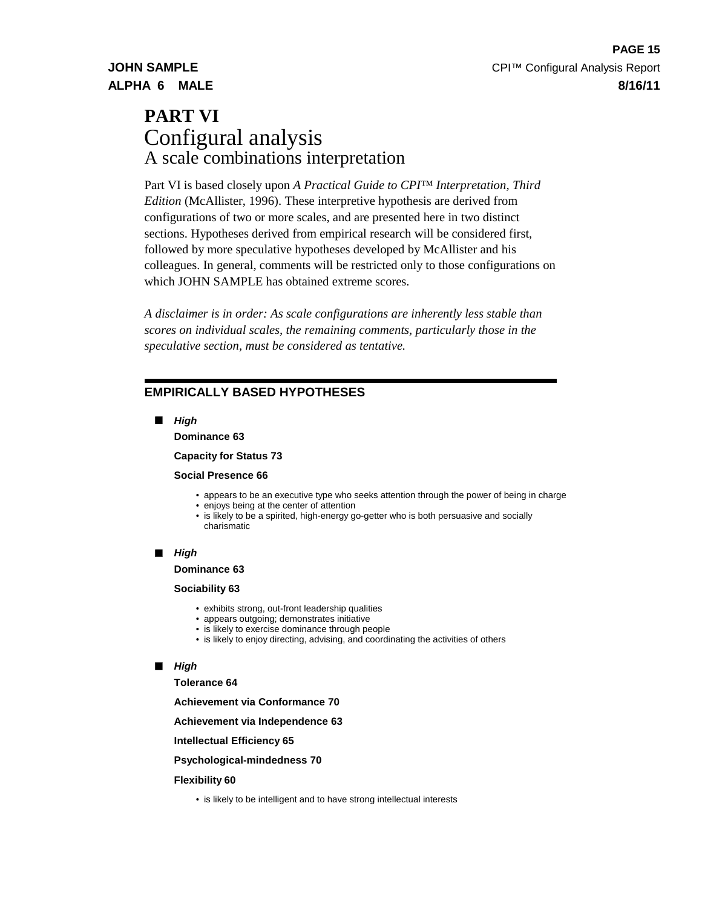# PART VI
## Configural analysis
### A scale combinations interpretation

Part VI is based closely upon *A Practical Guide to CPI™ Interpretation, Third Edition* (McAllister, 1996). These interpretive hypothesis are derived from configurations of two or more scales, and are presented here in two distinct sections. Hypotheses derived from empirical research will be considered first, followed by more speculative hypotheses developed by McAllister and his colleagues. In general, comments will be restricted only to those configurations on which JOHN SAMPLE has obtained extreme scores.

*A disclaimer is in order: As scale configurations are inherently less stable than scores on individual scales, the remaining comments, particularly those in the speculative section, must be considered as tentative.*

---

## EMPIRICALLY BASED HYPOTHESES

■ ***High***

**Dominance 63**

**Capacity for Status 73**

**Social Presence 66**

- appears to be an executive type who seeks attention through the power of being in charge
- enjoys being at the center of attention
- is likely to be a spirited, high-energy go-getter who is both persuasive and socially charismatic

■ ***High***

**Dominance 63**

**Sociability 63**

- exhibits strong, out-front leadership qualities
- appears outgoing; demonstrates initiative
- is likely to exercise dominance through people
- is likely to enjoy directing, advising, and coordinating the activities of others

■ ***High***

**Tolerance 64**

**Achievement via Conformance 70**

**Achievement via Independence 63**

**Intellectual Efficiency 65**

**Psychological-mindedness 70**

**Flexibility 60**

- is likely to be intelligent and to have strong intellectual interests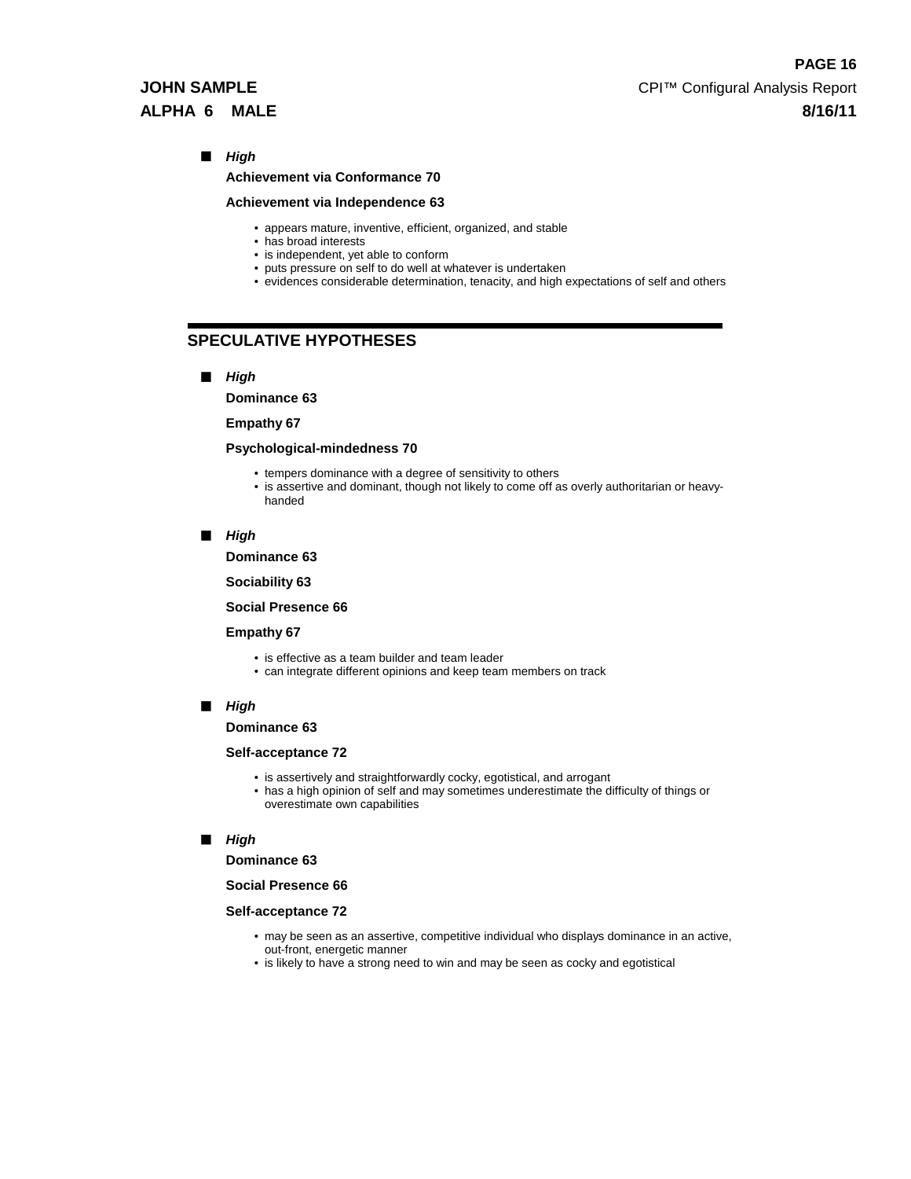■ ***High***

**Achievement via Conformance 70**

**Achievement via Independence 63**

- appears mature, inventive, efficient, organized, and stable
- has broad interests
- is independent, yet able to conform
- puts pressure on self to do well at whatever is undertaken
- evidences considerable determination, tenacity, and high expectations of self and others

## SPECULATIVE HYPOTHESES

■ ***High***

**Dominance 63**

**Empathy 67**

**Psychological-mindedness 70**

- tempers dominance with a degree of sensitivity to others
- is assertive and dominant, though not likely to come off as overly authoritarian or heavy-handed

■ ***High***

**Dominance 63**

**Sociability 63**

**Social Presence 66**

**Empathy 67**

- is effective as a team builder and team leader
- can integrate different opinions and keep team members on track

■ ***High***

**Dominance 63**

**Self-acceptance 72**

- is assertively and straightforwardly cocky, egotistical, and arrogant
- has a high opinion of self and may sometimes underestimate the difficulty of things or overestimate own capabilities

■ ***High***

**Dominance 63**

**Social Presence 66**

**Self-acceptance 72**

- may be seen as an assertive, competitive individual who displays dominance in an active, out-front, energetic manner
- is likely to have a strong need to win and may be seen as cocky and egotistical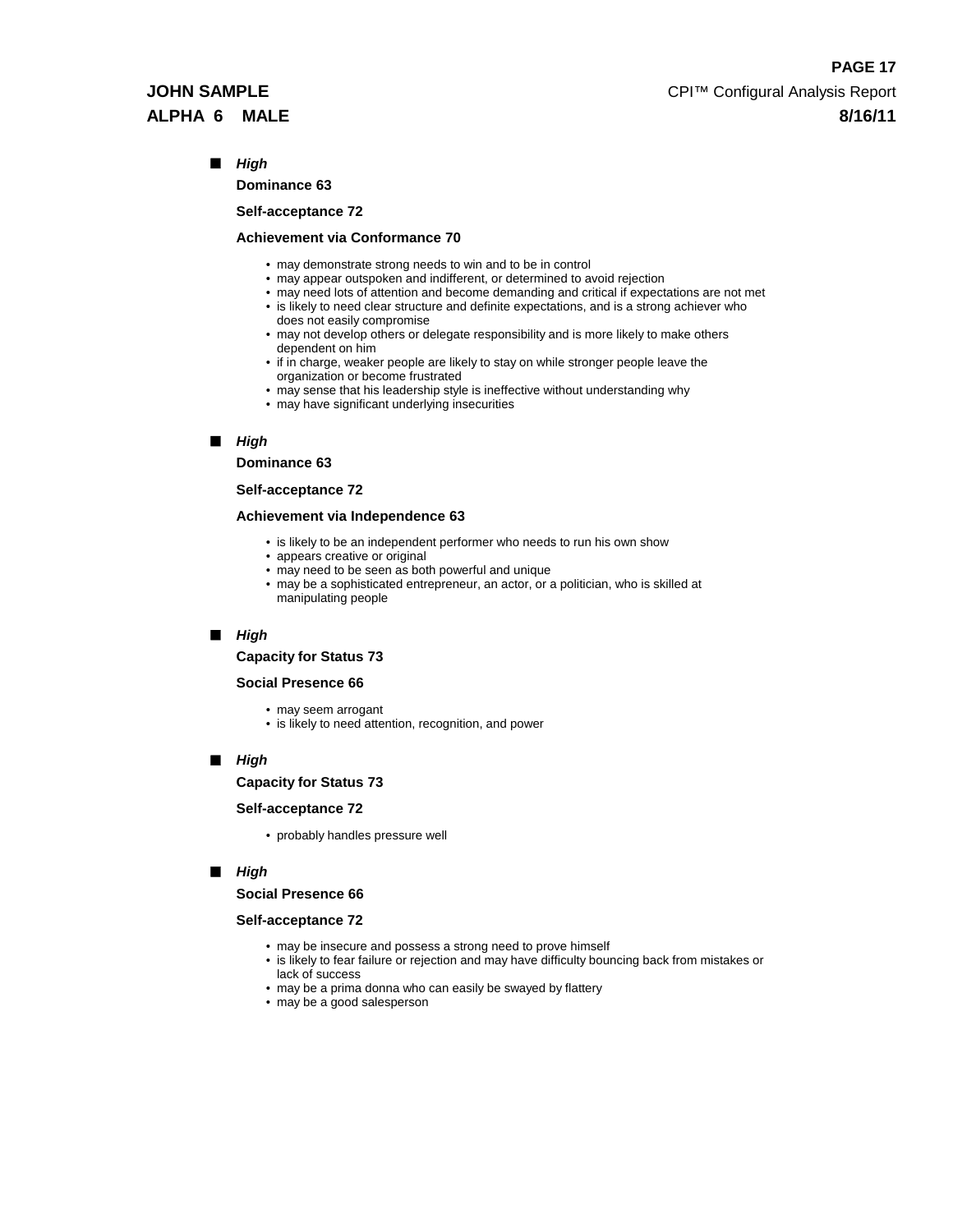■ ***High***

**Dominance 63**

**Self-acceptance 72**

**Achievement via Conformance 70**

- may demonstrate strong needs to win and to be in control
- may appear outspoken and indifferent, or determined to avoid rejection
- may need lots of attention and become demanding and critical if expectations are not met
- is likely to need clear structure and definite expectations, and is a strong achiever who does not easily compromise
- may not develop others or delegate responsibility and is more likely to make others dependent on him
- if in charge, weaker people are likely to stay on while stronger people leave the organization or become frustrated
- may sense that his leadership style is ineffective without understanding why
- may have significant underlying insecurities

■ ***High***

**Dominance 63**

**Self-acceptance 72**

**Achievement via Independence 63**

- is likely to be an independent performer who needs to run his own show
- appears creative or original
- may need to be seen as both powerful and unique
- may be a sophisticated entrepreneur, an actor, or a politician, who is skilled at manipulating people

■ ***High***

**Capacity for Status 73**

**Social Presence 66**

- may seem arrogant
- is likely to need attention, recognition, and power

■ ***High***

**Capacity for Status 73**

**Self-acceptance 72**

- probably handles pressure well

■ ***High***

**Social Presence 66**

**Self-acceptance 72**

- may be insecure and possess a strong need to prove himself
- is likely to fear failure or rejection and may have difficulty bouncing back from mistakes or lack of success
- may be a prima donna who can easily be swayed by flattery
- may be a good salesperson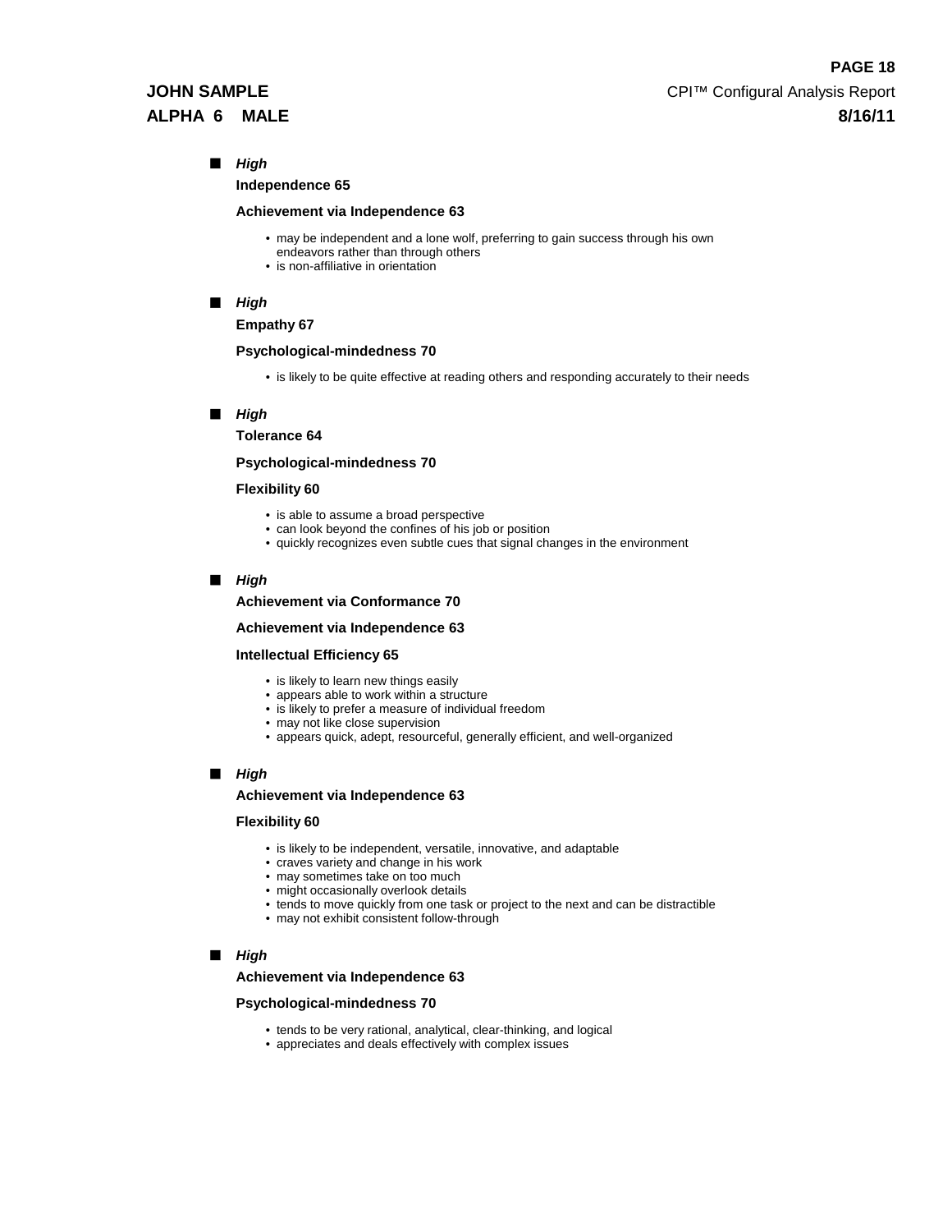■ ***High***

**Independence 65**

**Achievement via Independence 63**

- may be independent and a lone wolf, preferring to gain success through his own endeavors rather than through others
- is non-affiliative in orientation

■ ***High***

**Empathy 67**

**Psychological-mindedness 70**

- is likely to be quite effective at reading others and responding accurately to their needs

■ ***High***

**Tolerance 64**

**Psychological-mindedness 70**

**Flexibility 60**

- is able to assume a broad perspective
- can look beyond the confines of his job or position
- quickly recognizes even subtle cues that signal changes in the environment

■ ***High***

**Achievement via Conformance 70**

**Achievement via Independence 63**

**Intellectual Efficiency 65**

- is likely to learn new things easily
- appears able to work within a structure
- is likely to prefer a measure of individual freedom
- may not like close supervision
- appears quick, adept, resourceful, generally efficient, and well-organized

■ ***High***

**Achievement via Independence 63**

**Flexibility 60**

- is likely to be independent, versatile, innovative, and adaptable
- craves variety and change in his work
- may sometimes take on too much
- might occasionally overlook details
- tends to move quickly from one task or project to the next and can be distractible
- may not exhibit consistent follow-through

■ ***High***

**Achievement via Independence 63**

**Psychological-mindedness 70**

- tends to be very rational, analytical, clear-thinking, and logical
- appreciates and deals effectively with complex issues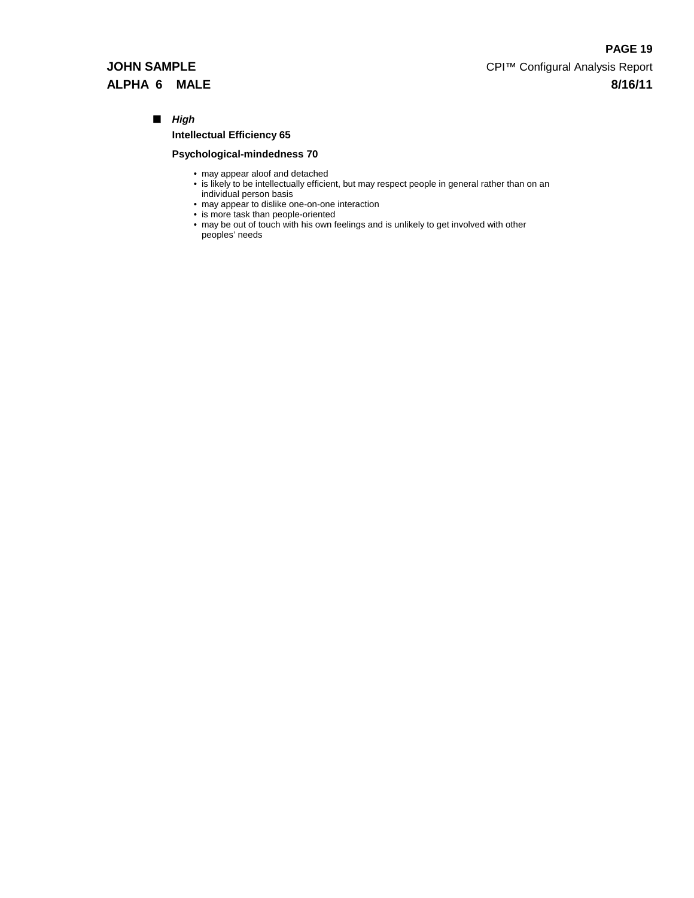- ***High***

  **Intellectual Efficiency 65**

  **Psychological-mindedness 70**

  - may appear aloof and detached
  - is likely to be intellectually efficient, but may respect people in general rather than on an individual person basis
  - may appear to dislike one-on-one interaction
  - is more task than people-oriented
  - may be out of touch with his own feelings and is unlikely to get involved with other peoples' needs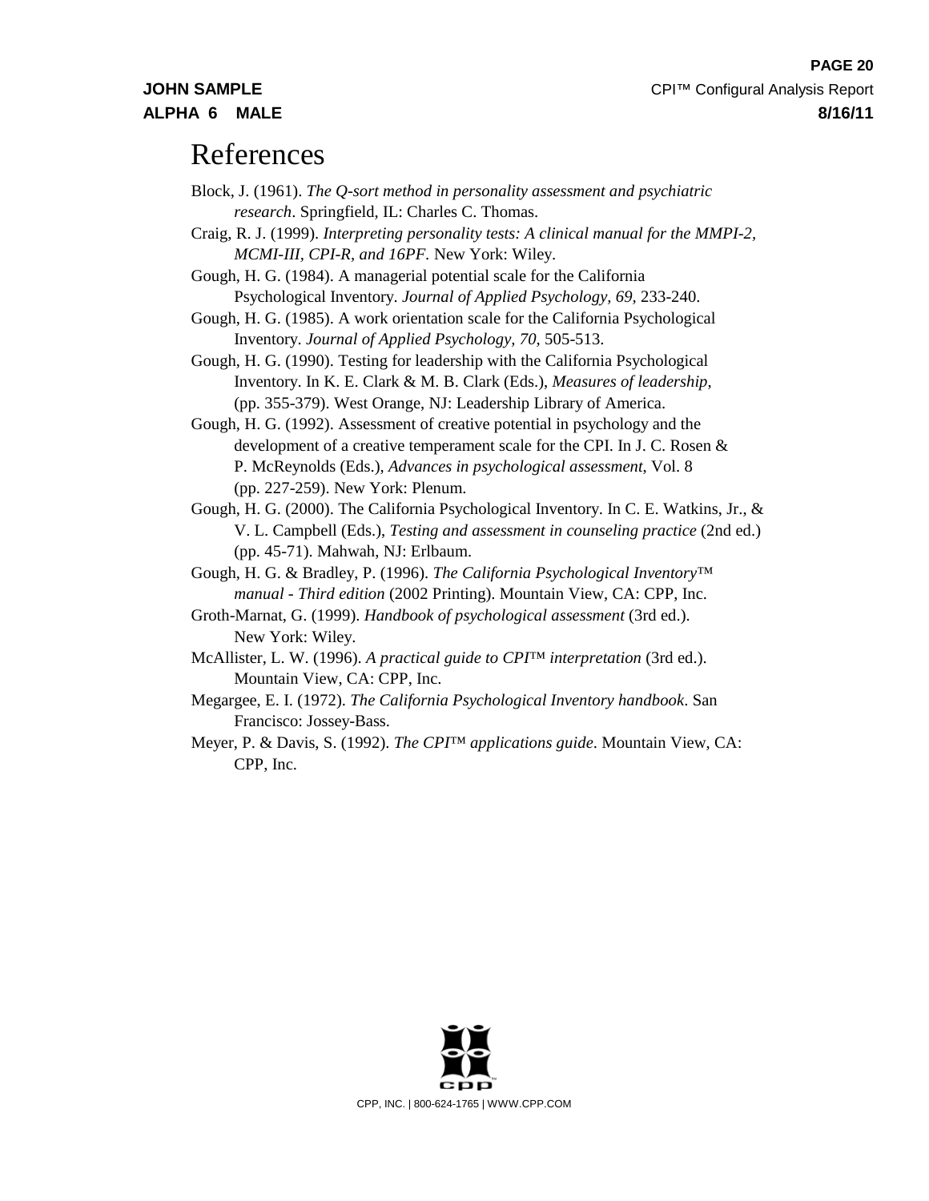# References

Block, J. (1961). *The Q-sort method in personality assessment and psychiatric research*. Springfield, IL: Charles C. Thomas.

Craig, R. J. (1999). *Interpreting personality tests: A clinical manual for the MMPI-2, MCMI-III, CPI-R, and 16PF.* New York: Wiley.

Gough, H. G. (1984). A managerial potential scale for the California Psychological Inventory. *Journal of Applied Psychology, 69,* 233-240.

Gough, H. G. (1985). A work orientation scale for the California Psychological Inventory. *Journal of Applied Psychology, 70,* 505-513.

Gough, H. G. (1990). Testing for leadership with the California Psychological Inventory. In K. E. Clark & M. B. Clark (Eds.), *Measures of leadership*, (pp. 355-379). West Orange, NJ: Leadership Library of America.

Gough, H. G. (1992). Assessment of creative potential in psychology and the development of a creative temperament scale for the CPI. In J. C. Rosen & P. McReynolds (Eds.), *Advances in psychological assessment*, Vol. 8 (pp. 227-259). New York: Plenum.

Gough, H. G. (2000). The California Psychological Inventory. In C. E. Watkins, Jr., & V. L. Campbell (Eds.), *Testing and assessment in counseling practice* (2nd ed.) (pp. 45-71). Mahwah, NJ: Erlbaum.

Gough, H. G. & Bradley, P. (1996). *The California Psychological Inventory™ manual - Third edition* (2002 Printing). Mountain View, CA: CPP, Inc.

Groth-Marnat, G. (1999). *Handbook of psychological assessment* (3rd ed.). New York: Wiley.

McAllister, L. W. (1996). *A practical guide to CPI™ interpretation* (3rd ed.). Mountain View, CA: CPP, Inc.

Megargee, E. I. (1972). *The California Psychological Inventory handbook*. San Francisco: Jossey-Bass.

Meyer, P. & Davis, S. (1992). *The CPI™ applications guide*. Mountain View, CA: CPP, Inc.

CPP, INC. | 800-624-1765 | WWW.CPP.COM